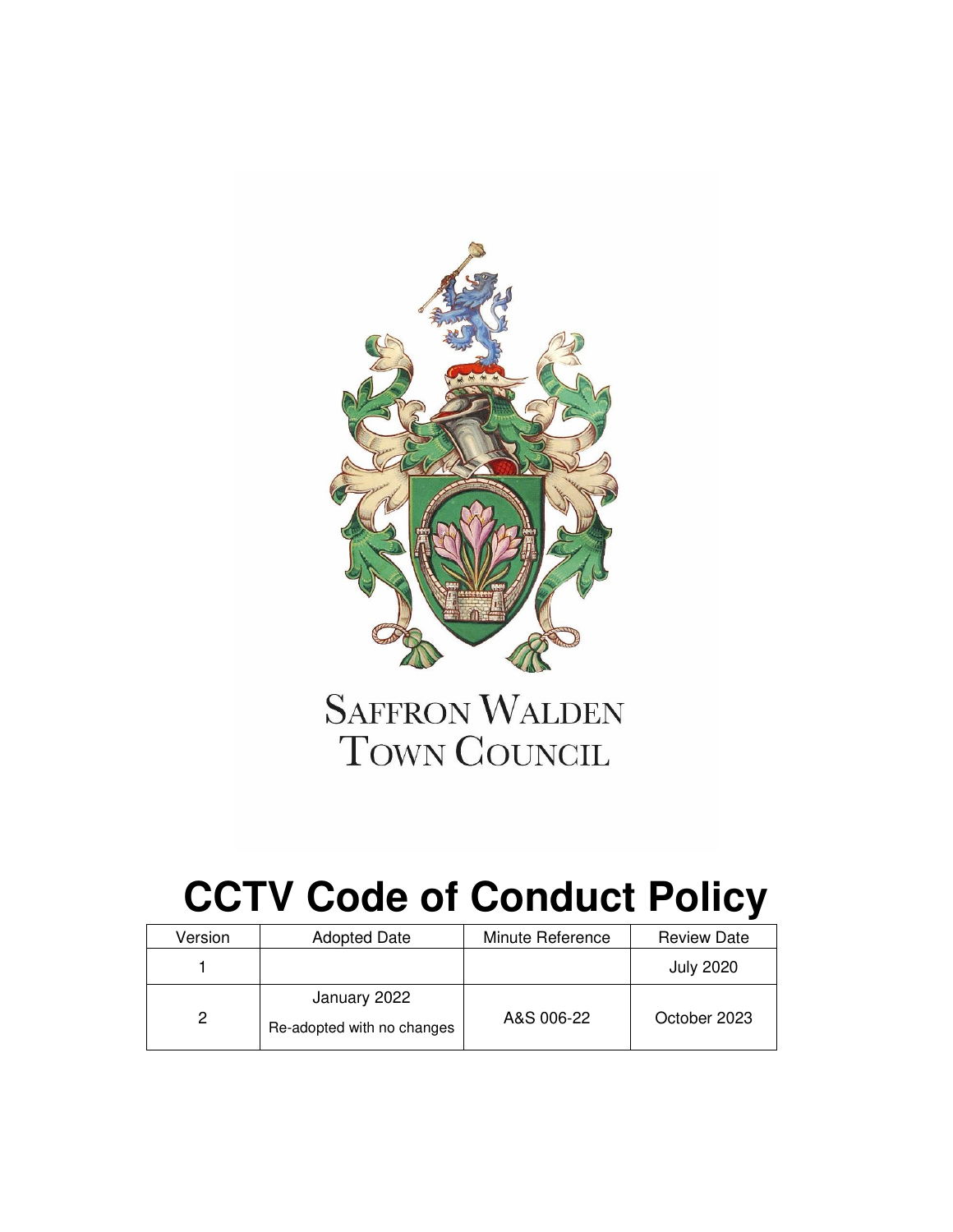SAFFRON WALDEN
TOWN COUNCIL

# CCTV Code of Conduct Policy

| Version | Adopted Date | Minute Reference | Review Date |
|---|---|---|---|
| 1 | | | July 2020 |
| 2 | January 2022<br>Re-adopted with no changes | A&S 006-22 | October 2023 |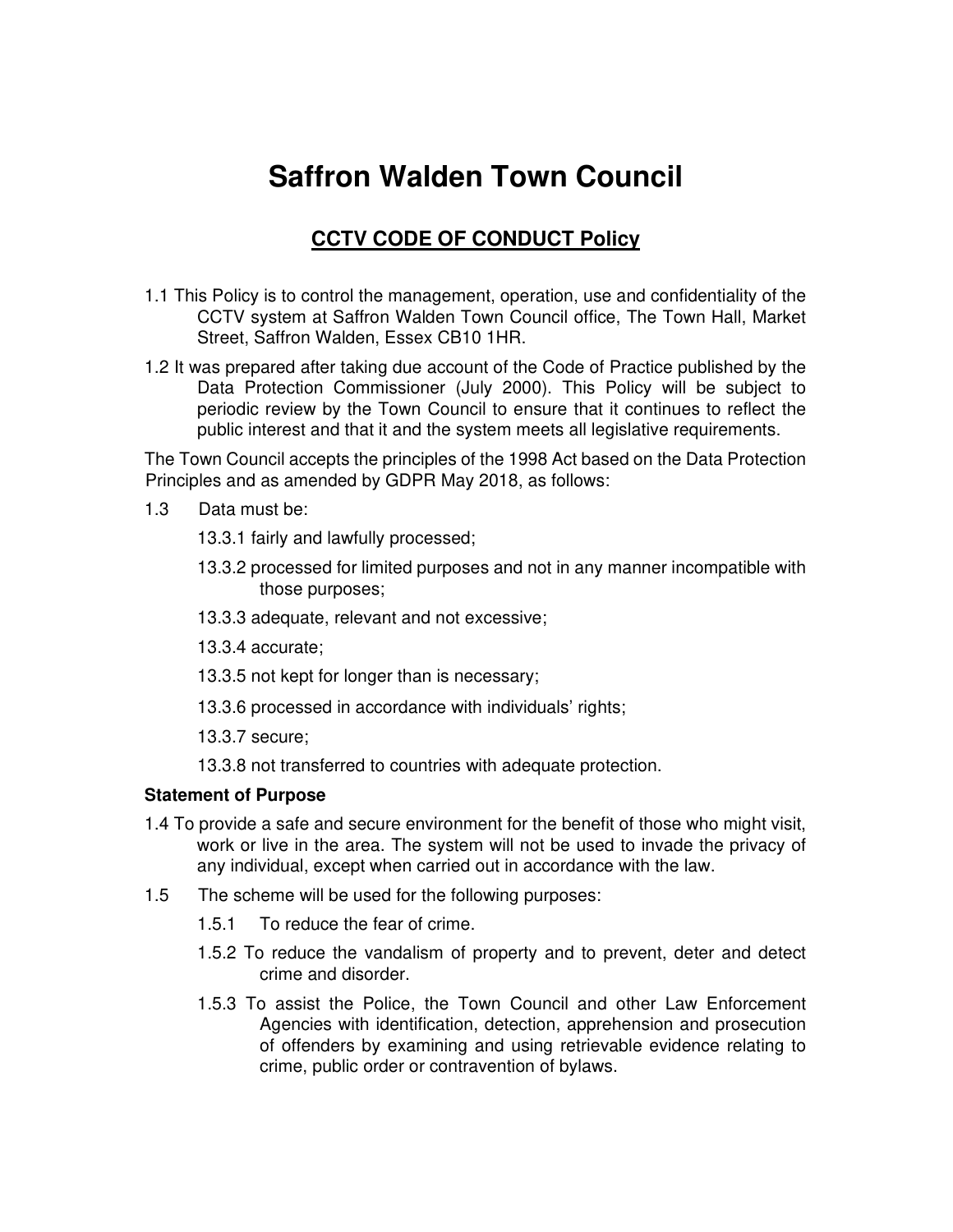# Saffron Walden Town Council

## CCTV CODE OF CONDUCT Policy

1.1 This Policy is to control the management, operation, use and confidentiality of the CCTV system at Saffron Walden Town Council office, The Town Hall, Market Street, Saffron Walden, Essex CB10 1HR.

1.2 It was prepared after taking due account of the Code of Practice published by the Data Protection Commissioner (July 2000). This Policy will be subject to periodic review by the Town Council to ensure that it continues to reflect the public interest and that it and the system meets all legislative requirements.

The Town Council accepts the principles of the 1998 Act based on the Data Protection Principles and as amended by GDPR May 2018, as follows:

1.3 Data must be:

- 13.3.1 fairly and lawfully processed;
- 13.3.2 processed for limited purposes and not in any manner incompatible with those purposes;
- 13.3.3 adequate, relevant and not excessive;
- 13.3.4 accurate;
- 13.3.5 not kept for longer than is necessary;
- 13.3.6 processed in accordance with individuals' rights;
- 13.3.7 secure;
- 13.3.8 not transferred to countries with adequate protection.

**Statement of Purpose**

1.4 To provide a safe and secure environment for the benefit of those who might visit, work or live in the area. The system will not be used to invade the privacy of any individual, except when carried out in accordance with the law.

1.5 The scheme will be used for the following purposes:

- 1.5.1 To reduce the fear of crime.
- 1.5.2 To reduce the vandalism of property and to prevent, deter and detect crime and disorder.
- 1.5.3 To assist the Police, the Town Council and other Law Enforcement Agencies with identification, detection, apprehension and prosecution of offenders by examining and using retrievable evidence relating to crime, public order or contravention of bylaws.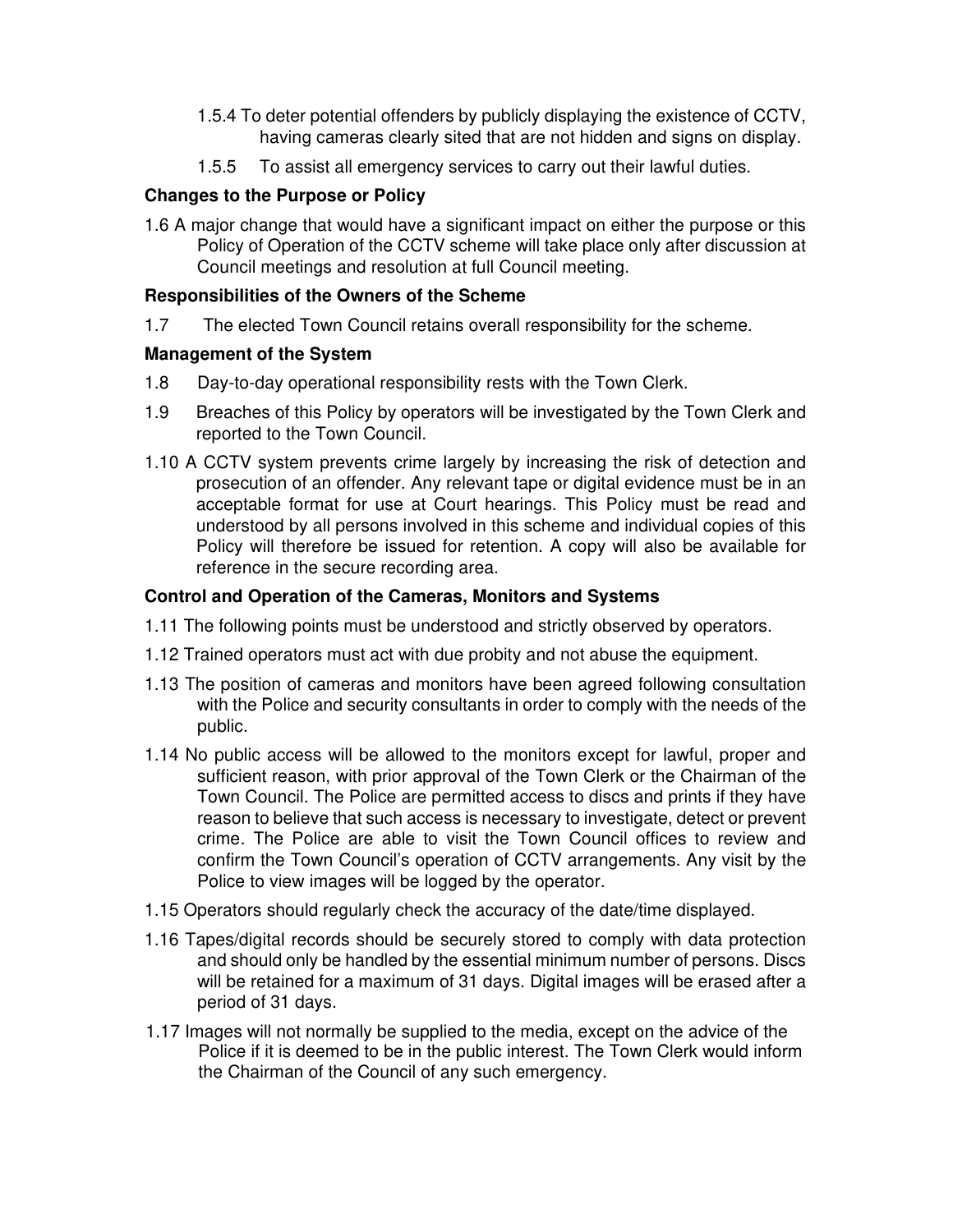1.5.4 To deter potential offenders by publicly displaying the existence of CCTV, having cameras clearly sited that are not hidden and signs on display.

1.5.5 To assist all emergency services to carry out their lawful duties.

**Changes to the Purpose or Policy**

1.6 A major change that would have a significant impact on either the purpose or this Policy of Operation of the CCTV scheme will take place only after discussion at Council meetings and resolution at full Council meeting.

**Responsibilities of the Owners of the Scheme**

1.7 The elected Town Council retains overall responsibility for the scheme.

**Management of the System**

1.8 Day-to-day operational responsibility rests with the Town Clerk.

1.9 Breaches of this Policy by operators will be investigated by the Town Clerk and reported to the Town Council.

1.10 A CCTV system prevents crime largely by increasing the risk of detection and prosecution of an offender. Any relevant tape or digital evidence must be in an acceptable format for use at Court hearings. This Policy must be read and understood by all persons involved in this scheme and individual copies of this Policy will therefore be issued for retention. A copy will also be available for reference in the secure recording area.

**Control and Operation of the Cameras, Monitors and Systems**

1.11 The following points must be understood and strictly observed by operators.

1.12 Trained operators must act with due probity and not abuse the equipment.

1.13 The position of cameras and monitors have been agreed following consultation with the Police and security consultants in order to comply with the needs of the public.

1.14 No public access will be allowed to the monitors except for lawful, proper and sufficient reason, with prior approval of the Town Clerk or the Chairman of the Town Council. The Police are permitted access to discs and prints if they have reason to believe that such access is necessary to investigate, detect or prevent crime. The Police are able to visit the Town Council offices to review and confirm the Town Council's operation of CCTV arrangements. Any visit by the Police to view images will be logged by the operator.

1.15 Operators should regularly check the accuracy of the date/time displayed.

1.16 Tapes/digital records should be securely stored to comply with data protection and should only be handled by the essential minimum number of persons. Discs will be retained for a maximum of 31 days. Digital images will be erased after a period of 31 days.

1.17 Images will not normally be supplied to the media, except on the advice of the Police if it is deemed to be in the public interest. The Town Clerk would inform the Chairman of the Council of any such emergency.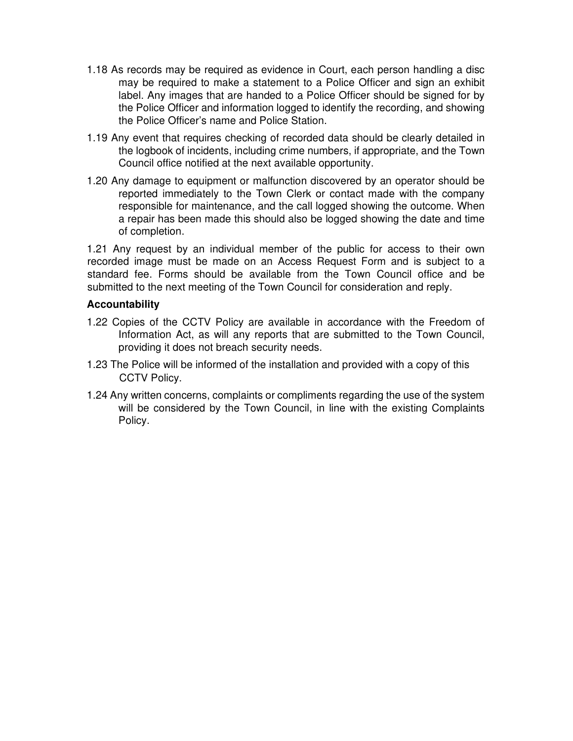1.18 As records may be required as evidence in Court, each person handling a disc may be required to make a statement to a Police Officer and sign an exhibit label. Any images that are handed to a Police Officer should be signed for by the Police Officer and information logged to identify the recording, and showing the Police Officer's name and Police Station.

1.19 Any event that requires checking of recorded data should be clearly detailed in the logbook of incidents, including crime numbers, if appropriate, and the Town Council office notified at the next available opportunity.

1.20 Any damage to equipment or malfunction discovered by an operator should be reported immediately to the Town Clerk or contact made with the company responsible for maintenance, and the call logged showing the outcome. When a repair has been made this should also be logged showing the date and time of completion.

1.21 Any request by an individual member of the public for access to their own recorded image must be made on an Access Request Form and is subject to a standard fee. Forms should be available from the Town Council office and be submitted to the next meeting of the Town Council for consideration and reply.

**Accountability**

1.22 Copies of the CCTV Policy are available in accordance with the Freedom of Information Act, as will any reports that are submitted to the Town Council, providing it does not breach security needs.

1.23 The Police will be informed of the installation and provided with a copy of this CCTV Policy.

1.24 Any written concerns, complaints or compliments regarding the use of the system will be considered by the Town Council, in line with the existing Complaints Policy.